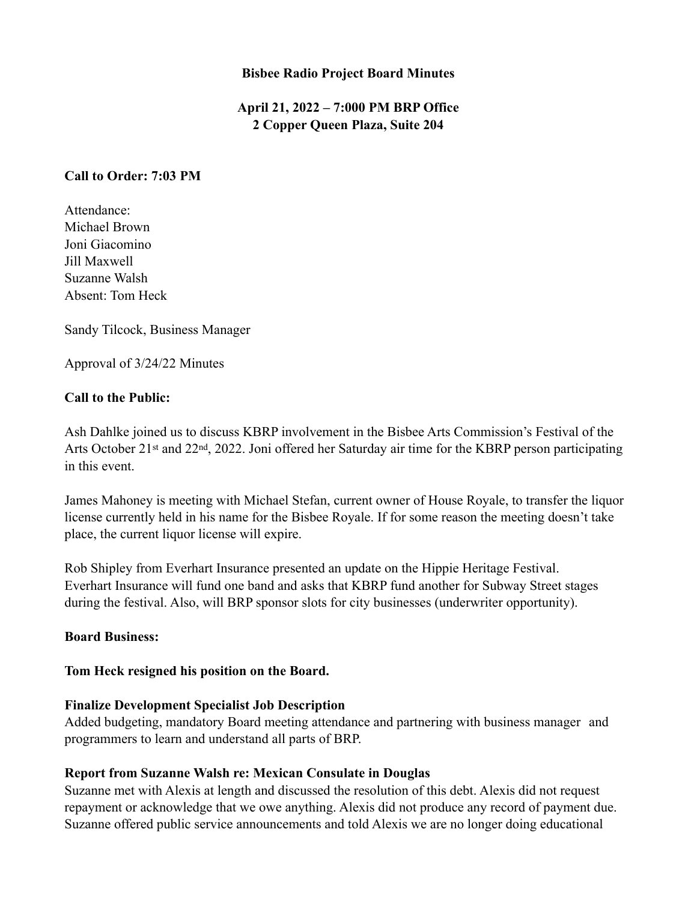**Bisbee Radio Project Board Minutes**

**April 21, 2022 – 7:000 PM BRP Office**
**2 Copper Queen Plaza, Suite 204**

**Call to Order: 7:03 PM**

Attendance:
Michael Brown
Joni Giacomino
Jill Maxwell
Suzanne Walsh
Absent: Tom Heck

Sandy Tilcock, Business Manager

Approval of 3/24/22 Minutes

**Call to the Public:**

Ash Dahlke joined us to discuss KBRP involvement in the Bisbee Arts Commission's Festival of the Arts October 21st and 22nd, 2022. Joni offered her Saturday air time for the KBRP person participating in this event.

James Mahoney is meeting with Michael Stefan, current owner of House Royale, to transfer the liquor license currently held in his name for the Bisbee Royale. If for some reason the meeting doesn't take place, the current liquor license will expire.

Rob Shipley from Everhart Insurance presented an update on the Hippie Heritage Festival. Everhart Insurance will fund one band and asks that KBRP fund another for Subway Street stages during the festival. Also, will BRP sponsor slots for city businesses (underwriter opportunity).

**Board Business:**

**Tom Heck resigned his position on the Board.**

**Finalize Development Specialist Job Description**
Added budgeting, mandatory Board meeting attendance and partnering with business manager and programmers to learn and understand all parts of BRP.

**Report from Suzanne Walsh re: Mexican Consulate in Douglas**
Suzanne met with Alexis at length and discussed the resolution of this debt. Alexis did not request repayment or acknowledge that we owe anything. Alexis did not produce any record of payment due. Suzanne offered public service announcements and told Alexis we are no longer doing educational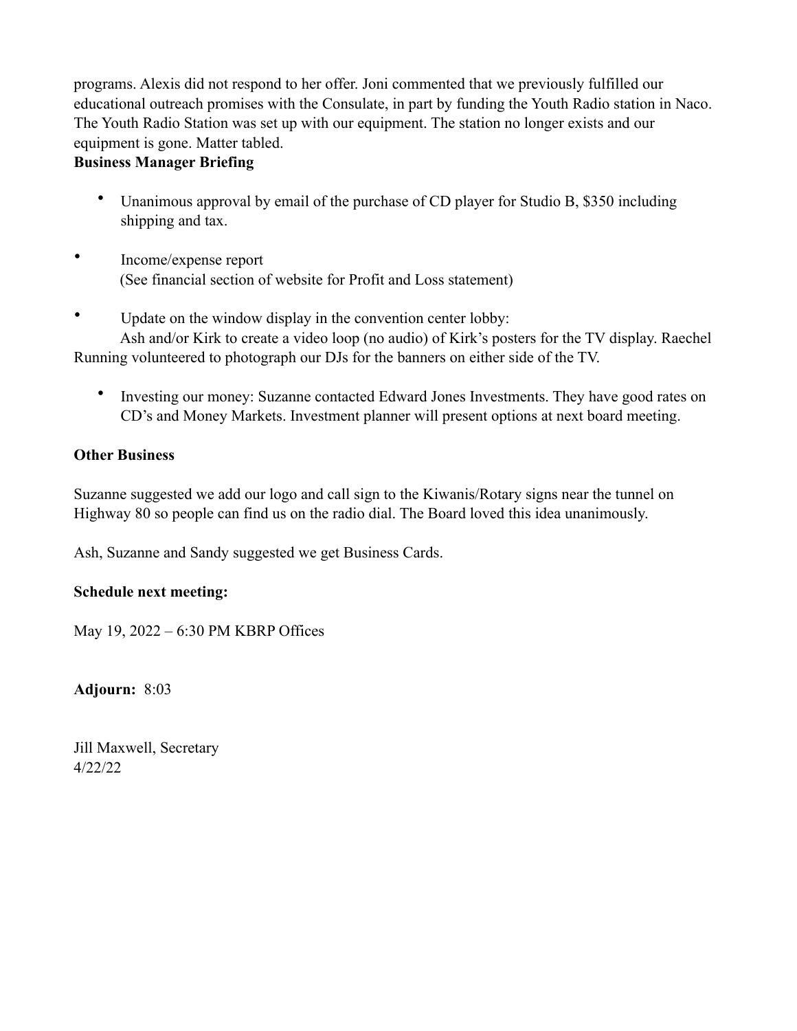programs. Alexis did not respond to her offer. Joni commented that we previously fulfilled our educational outreach promises with the Consulate, in part by funding the Youth Radio station in Naco. The Youth Radio Station was set up with our equipment. The station no longer exists and our equipment is gone. Matter tabled.

**Business Manager Briefing**

- Unanimous approval by email of the purchase of CD player for Studio B, $350 including shipping and tax.

- Income/expense report
  (See financial section of website for Profit and Loss statement)

- Update on the window display in the convention center lobby:
  Ash and/or Kirk to create a video loop (no audio) of Kirk's posters for the TV display. Raechel Running volunteered to photograph our DJs for the banners on either side of the TV.

- Investing our money: Suzanne contacted Edward Jones Investments. They have good rates on CD's and Money Markets. Investment planner will present options at next board meeting.

**Other Business**

Suzanne suggested we add our logo and call sign to the Kiwanis/Rotary signs near the tunnel on Highway 80 so people can find us on the radio dial. The Board loved this idea unanimously.

Ash, Suzanne and Sandy suggested we get Business Cards.

**Schedule next meeting:**

May 19, 2022 – 6:30 PM KBRP Offices

**Adjourn:** 8:03

Jill Maxwell, Secretary
4/22/22